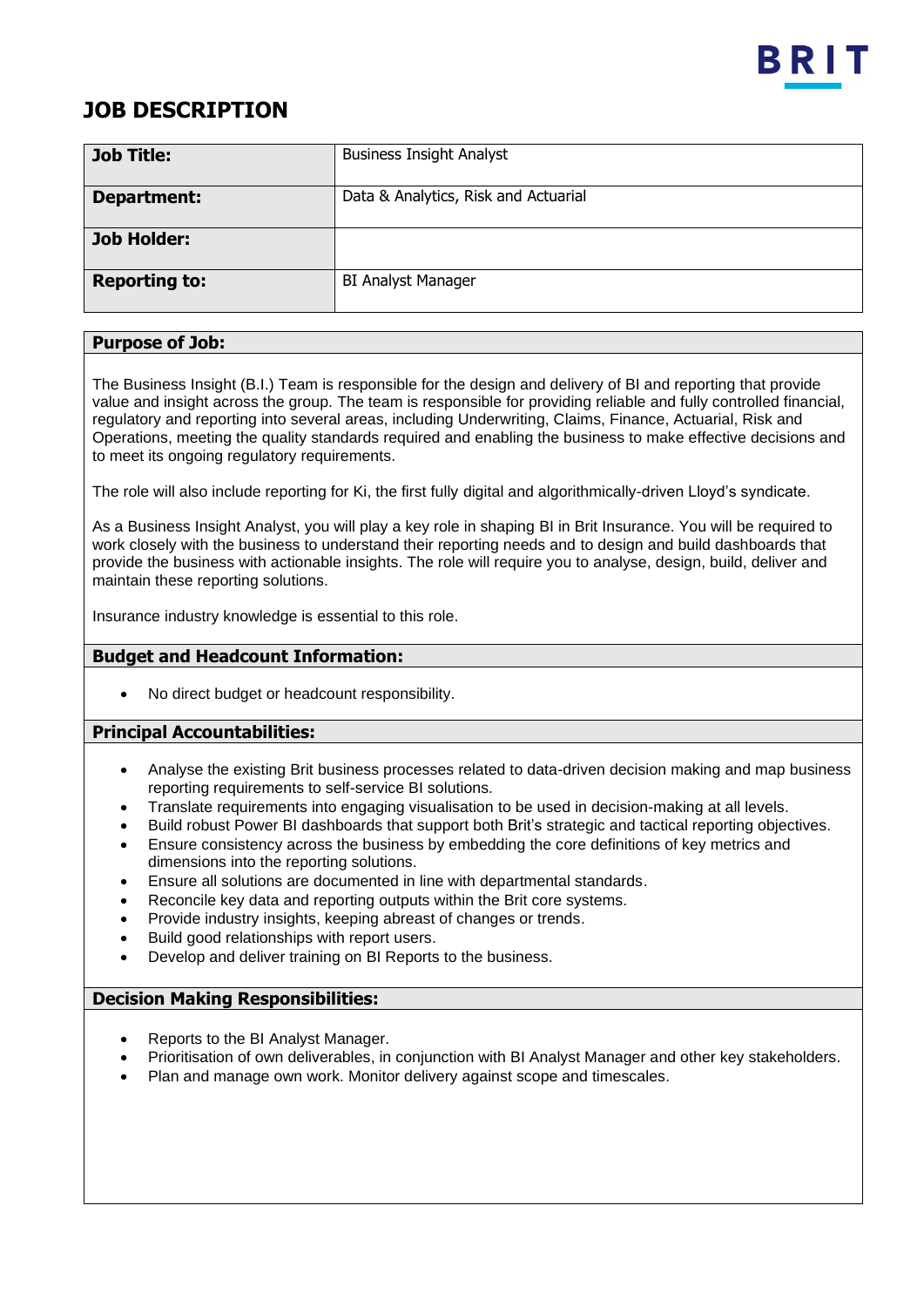# JOB DESCRIPTION

| | |
|---|---|
| **Job Title:** | Business Insight Analyst |
| **Department:** | Data & Analytics, Risk and Actuarial |
| **Job Holder:** | |
| **Reporting to:** | BI Analyst Manager |

## Purpose of Job:

The Business Insight (B.I.) Team is responsible for the design and delivery of BI and reporting that provide value and insight across the group. The team is responsible for providing reliable and fully controlled financial, regulatory and reporting into several areas, including Underwriting, Claims, Finance, Actuarial, Risk and Operations, meeting the quality standards required and enabling the business to make effective decisions and to meet its ongoing regulatory requirements.

The role will also include reporting for Ki, the first fully digital and algorithmically-driven Lloyd's syndicate.

As a Business Insight Analyst, you will play a key role in shaping BI in Brit Insurance. You will be required to work closely with the business to understand their reporting needs and to design and build dashboards that provide the business with actionable insights. The role will require you to analyse, design, build, deliver and maintain these reporting solutions.

Insurance industry knowledge is essential to this role.

## Budget and Headcount Information:

- No direct budget or headcount responsibility.

## Principal Accountabilities:

- Analyse the existing Brit business processes related to data-driven decision making and map business reporting requirements to self-service BI solutions.
- Translate requirements into engaging visualisation to be used in decision-making at all levels.
- Build robust Power BI dashboards that support both Brit's strategic and tactical reporting objectives.
- Ensure consistency across the business by embedding the core definitions of key metrics and dimensions into the reporting solutions.
- Ensure all solutions are documented in line with departmental standards.
- Reconcile key data and reporting outputs within the Brit core systems.
- Provide industry insights, keeping abreast of changes or trends.
- Build good relationships with report users.
- Develop and deliver training on BI Reports to the business.

## Decision Making Responsibilities:

- Reports to the BI Analyst Manager.
- Prioritisation of own deliverables, in conjunction with BI Analyst Manager and other key stakeholders.
- Plan and manage own work. Monitor delivery against scope and timescales.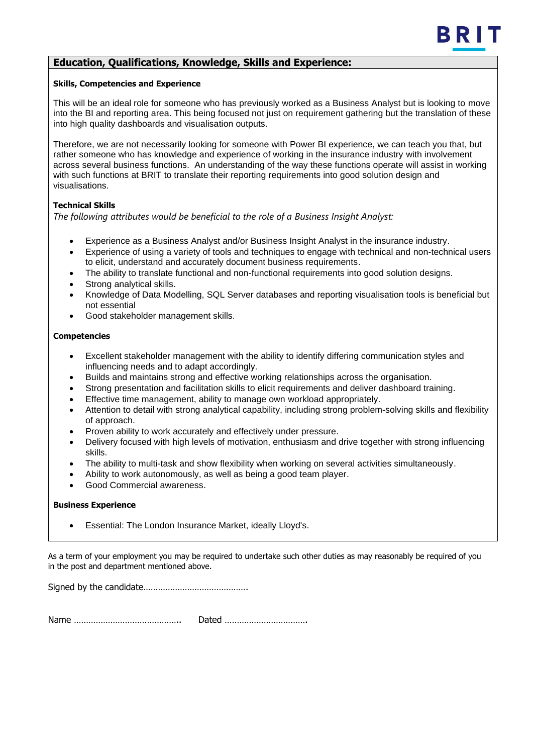## Education, Qualifications, Knowledge, Skills and Experience:

**Skills, Competencies and Experience**

This will be an ideal role for someone who has previously worked as a Business Analyst but is looking to move into the BI and reporting area. This being focused not just on requirement gathering but the translation of these into high quality dashboards and visualisation outputs.

Therefore, we are not necessarily looking for someone with Power BI experience, we can teach you that, but rather someone who has knowledge and experience of working in the insurance industry with involvement across several business functions. An understanding of the way these functions operate will assist in working with such functions at BRIT to translate their reporting requirements into good solution design and visualisations.

**Technical Skills**

*The following attributes would be beneficial to the role of a Business Insight Analyst:*

- Experience as a Business Analyst and/or Business Insight Analyst in the insurance industry.
- Experience of using a variety of tools and techniques to engage with technical and non-technical users to elicit, understand and accurately document business requirements.
- The ability to translate functional and non-functional requirements into good solution designs.
- Strong analytical skills.
- Knowledge of Data Modelling, SQL Server databases and reporting visualisation tools is beneficial but not essential
- Good stakeholder management skills.

**Competencies**

- Excellent stakeholder management with the ability to identify differing communication styles and influencing needs and to adapt accordingly.
- Builds and maintains strong and effective working relationships across the organisation.
- Strong presentation and facilitation skills to elicit requirements and deliver dashboard training.
- Effective time management, ability to manage own workload appropriately.
- Attention to detail with strong analytical capability, including strong problem-solving skills and flexibility of approach.
- Proven ability to work accurately and effectively under pressure.
- Delivery focused with high levels of motivation, enthusiasm and drive together with strong influencing skills.
- The ability to multi-task and show flexibility when working on several activities simultaneously.
- Ability to work autonomously, as well as being a good team player.
- Good Commercial awareness.

**Business Experience**

- Essential: The London Insurance Market, ideally Lloyd's.

As a term of your employment you may be required to undertake such other duties as may reasonably be required of you in the post and department mentioned above.

Signed by the candidate…………………………………….

Name …………………………………….. Dated …………………………….